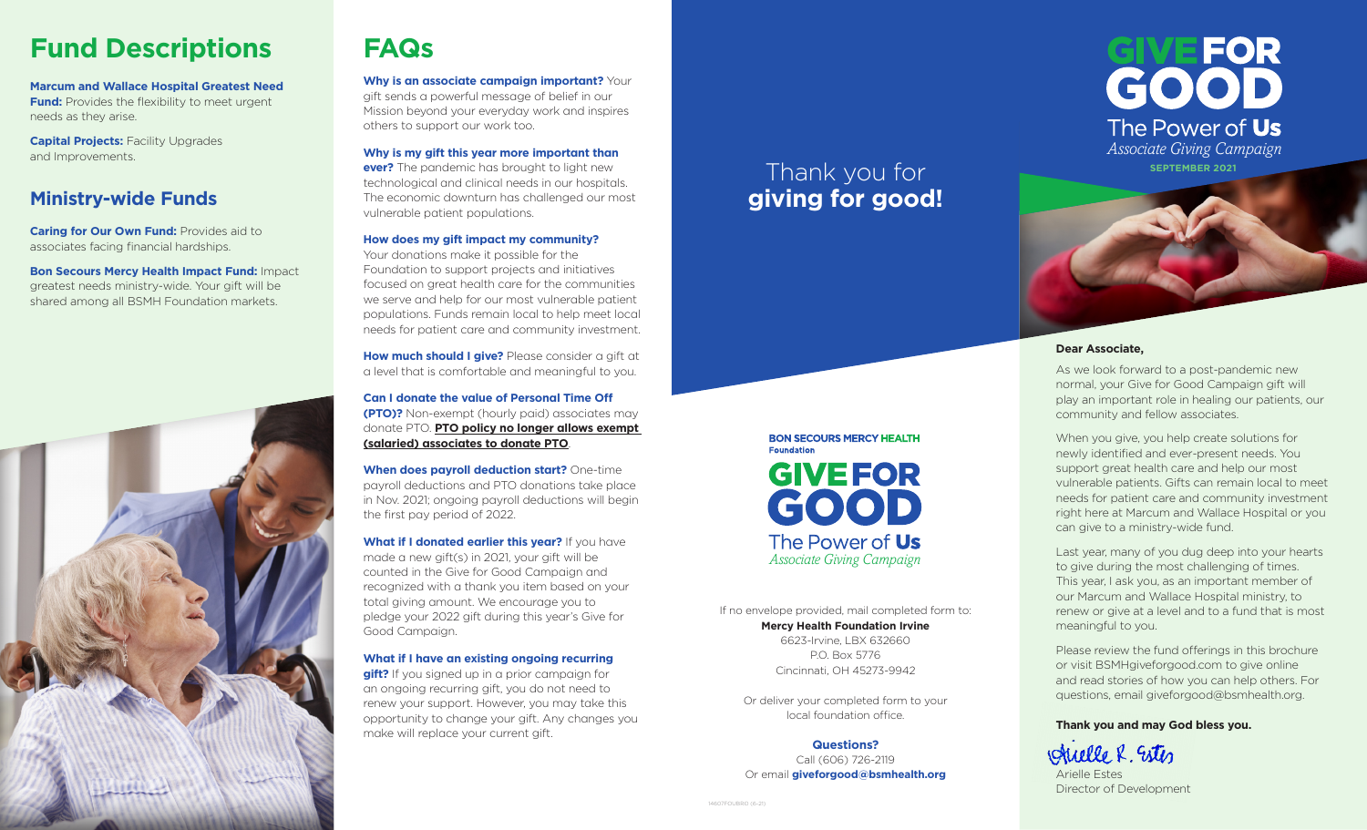# Fund Descriptions

**Marcum and Wallace Hospital Greatest Need Fund:** Provides the flexibility to meet urgent needs as they arise.

**Capital Projects:** Facility Upgrades and Improvements.

## Ministry-wide Funds

**Caring for Our Own Fund:** Provides aid to associates facing financial hardships.

**Bon Secours Mercy Health Impact Fund:** Impact greatest needs ministry-wide. Your gift will be shared among all BSMH Foundation markets.

# FAQs

**Why is an associate campaign important?** Your gift sends a powerful message of belief in our Mission beyond your everyday work and inspires others to support our work too.

**Why is my gift this year more important than ever?** The pandemic has brought to light new technological and clinical needs in our hospitals. The economic downturn has challenged our most vulnerable patient populations.

**How does my gift impact my community?** Your donations make it possible for the Foundation to support projects and initiatives focused on great health care for the communities we serve and help for our most vulnerable patient populations. Funds remain local to help meet local needs for patient care and community investment.

**How much should I give?** Please consider a gift at a level that is comfortable and meaningful to you.

**Can I donate the value of Personal Time Off (PTO)?** Non-exempt (hourly paid) associates may donate PTO. **PTO policy no longer allows exempt (salaried) associates to donate PTO**.

**When does payroll deduction start?** One-time payroll deductions and PTO donations take place in Nov. 2021; ongoing payroll deductions will begin the first pay period of 2022.

**What if I donated earlier this year?** If you have made a new gift(s) in 2021, your gift will be counted in the Give for Good Campaign and recognized with a thank you item based on your total giving amount. We encourage you to pledge your 2022 gift during this year's Give for Good Campaign.

**What if I have an existing ongoing recurring gift?** If you signed up in a prior campaign for an ongoing recurring gift, you do not need to renew your support. However, you may take this opportunity to change your gift. Any changes you make will replace your current gift.

Thank you for **giving for good!**

**BON SECOURS MERCY HEALTH Foundation**

**GIVE FOR GOOD**
The Power of **Us**
*Associate Giving Campaign*

If no envelope provided, mail completed form to:
**Mercy Health Foundation Irvine**
6623-Irvine, LBX 632660
P.O. Box 5776
Cincinnati, OH 45273-9942

Or deliver your completed form to your local foundation office.

**Questions?**
Call (606) 726-2119
Or email **giveforgood@bsmhealth.org**

14607FOUBRO (6-21)

# GIVE FOR GOOD
The Power of **Us**
*Associate Giving Campaign*
**SEPTEMBER 2021**

**Dear Associate,**

As we look forward to a post-pandemic new normal, your Give for Good Campaign gift will play an important role in healing our patients, our community and fellow associates.

When you give, you help create solutions for newly identified and ever-present needs. You support great health care and help our most vulnerable patients. Gifts can remain local to meet needs for patient care and community investment right here at Marcum and Wallace Hospital or you can give to a ministry-wide fund.

Last year, many of you dug deep into your hearts to give during the most challenging of times. This year, I ask you, as an important member of our Marcum and Wallace Hospital ministry, to renew or give at a level and to a fund that is most meaningful to you.

Please review the fund offerings in this brochure or visit BSMHgiveforgood.com to give online and read stories of how you can help others. For questions, email giveforgood@bsmhealth.org.

**Thank you and may God bless you.**

Arielle R. Estes
Arielle Estes
Director of Development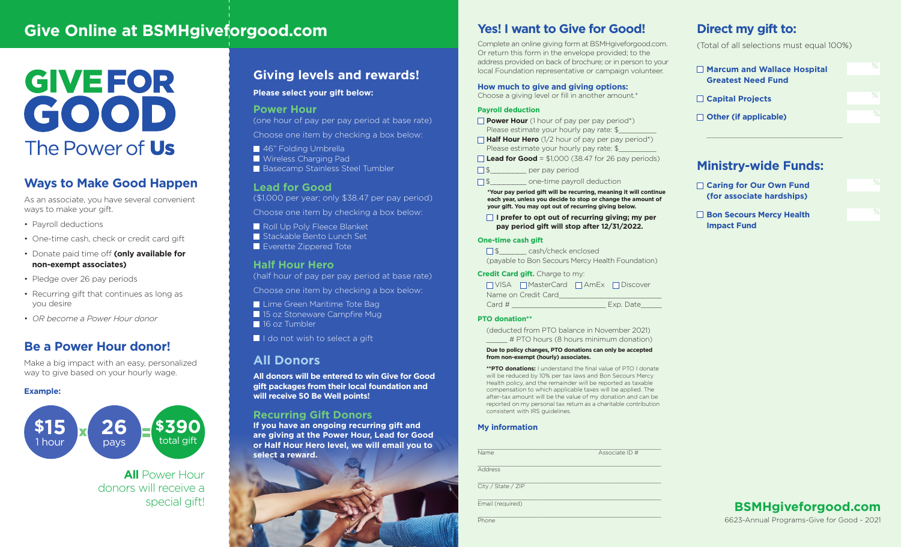# Give Online at BSMHgiveforgood.com

# GIVE FOR GOOD

The Power of **Us**

## Ways to Make Good Happen

As an associate, you have several convenient ways to make your gift.

- Payroll deductions
- One-time cash, check or credit card gift
- Donate paid time off **(only available for non-exempt associates)**
- Pledge over 26 pay periods
- Recurring gift that continues as long as you desire
- *OR become a Power Hour donor*

## Be a Power Hour donor!

Make a big impact with an easy, personalized way to give based on your hourly wage.

**Example:**

$15 1 hour x 26 pays = $390 total gift

**All** Power Hour donors will receive a special gift!

## Giving levels and rewards!

**Please select your gift below:**

### Power Hour

(one hour of pay per pay period at base rate)

Choose one item by checking a box below:

- ☐ 46" Folding Umbrella
- ☐ Wireless Charging Pad
- ☐ Basecamp Stainless Steel Tumbler

### Lead for Good

($1,000 per year; only $38.47 per pay period)

Choose one item by checking a box below:

- ☐ Roll Up Poly Fleece Blanket
- ☐ Stackable Bento Lunch Set
- ☐ Everette Zippered Tote

### Half Hour Hero

(half hour of pay per pay period at base rate)

Choose one item by checking a box below:

- ☐ Lime Green Maritime Tote Bag
- ☐ 15 oz Stoneware Campfire Mug
- ☐ 16 oz Tumbler

☐ I do not wish to select a gift

## All Donors

**All donors will be entered to win Give for Good gift packages from their local foundation and will receive 50 Be Well points!**

### Recurring Gift Donors

**If you have an ongoing recurring gift and are giving at the Power Hour, Lead for Good or Half Hour Hero level, we will email you to select a reward.**

## Yes! I want to Give for Good!

Complete an online giving form at BSMHgiveforgood.com. Or return this form in the envelope provided; to the address provided on back of brochure; or in person to your local Foundation representative or campaign volunteer.

### How much to give and giving options:

Choose a giving level or fill in another amount.*

**Payroll deduction**

- ☐ **Power Hour** (1 hour of pay per pay period*) Please estimate your hourly pay rate: $_________
- ☐ **Half Hour Hero** (1/2 hour of pay per pay period*) Please estimate your hourly pay rate: $_________
- ☐ **Lead for Good** = $1,000 (38.47 for 26 pay periods)
- ☐ $_________ per pay period
- ☐ $_________ one-time payroll deduction

**\*Your pay period gift will be recurring, meaning it will continue each year, unless you decide to stop or change the amount of your gift. You may opt out of recurring giving below.**

☐ **I prefer to opt out of recurring giving; my per pay period gift will stop after 12/31/2022.**

**One-time cash gift**

☐ $_______ cash/check enclosed (payable to Bon Secours Mercy Health Foundation)

**Credit Card gift.** Charge to my:

☐ VISA ☐ MasterCard ☐ AmEx ☐ Discover

Name on Credit Card_________________________

Card # _________________________ Exp. Date______

**PTO donation\*\***

(deducted from PTO balance in November 2021)

______ # PTO hours (8 hours minimum donation)

**Due to policy changes, PTO donations can only be accepted from non-exempt (hourly) associates.**

**\*\*PTO donations:** I understand the final value of PTO I donate will be reduced by 10% per tax laws and Bon Secours Mercy Health policy, and the remainder will be reported as taxable compensation to which applicable taxes will be applied. The after-tax amount will be the value of my donation and can be reported on my personal tax return as a charitable contribution consistent with IRS guidelines.

### My information

Name ____________________ Associate ID # __________

Address ____________________

City / State / ZIP ____________________

Email (required) ____________________

Phone ____________________

## Direct my gift to:

(Total of all selections must equal 100%)

- ☐ **Marcum and Wallace Hospital Greatest Need Fund** ____%
- ☐ **Capital Projects** ____%
- ☐ **Other (if applicable)** ____%

____________________

## Ministry-wide Funds:

- ☐ **Caring for Our Own Fund (for associate hardships)** ____%
- ☐ **Bon Secours Mercy Health Impact Fund** ____%

**BSMHgiveforgood.com**

6623-Annual Programs-Give for Good - 2021